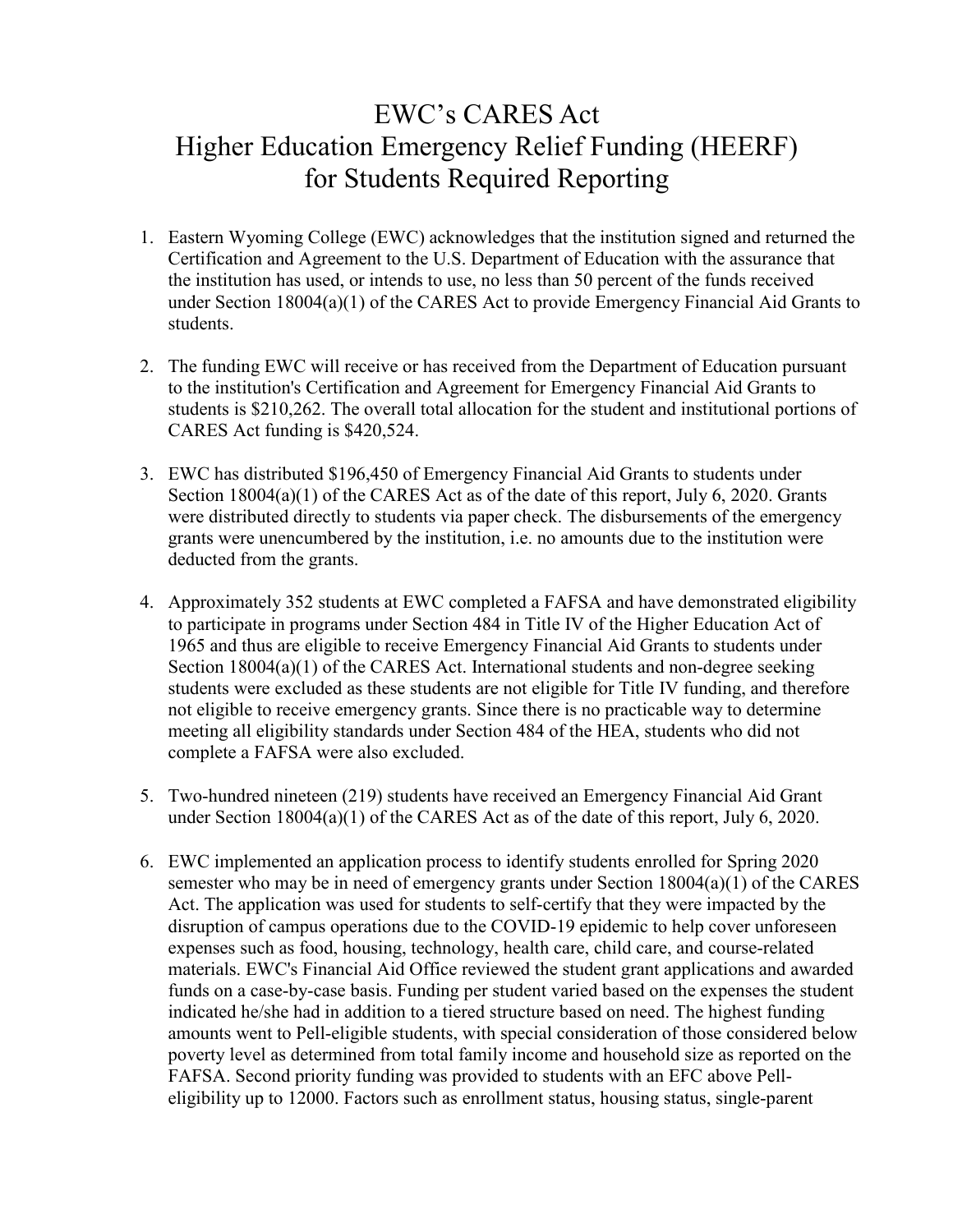# EWC's CARES Act Higher Education Emergency Relief Funding (HEERF) for Students Required Reporting

1. Eastern Wyoming College (EWC) acknowledges that the institution signed and returned the Certification and Agreement to the U.S. Department of Education with the assurance that the institution has used, or intends to use, no less than 50 percent of the funds received under Section 18004(a)(1) of the CARES Act to provide Emergency Financial Aid Grants to students.

2. The funding EWC will receive or has received from the Department of Education pursuant to the institution's Certification and Agreement for Emergency Financial Aid Grants to students is $210,262. The overall total allocation for the student and institutional portions of CARES Act funding is $420,524.

3. EWC has distributed $196,450 of Emergency Financial Aid Grants to students under Section 18004(a)(1) of the CARES Act as of the date of this report, July 6, 2020. Grants were distributed directly to students via paper check. The disbursements of the emergency grants were unencumbered by the institution, i.e. no amounts due to the institution were deducted from the grants.

4. Approximately 352 students at EWC completed a FAFSA and have demonstrated eligibility to participate in programs under Section 484 in Title IV of the Higher Education Act of 1965 and thus are eligible to receive Emergency Financial Aid Grants to students under Section 18004(a)(1) of the CARES Act. International students and non-degree seeking students were excluded as these students are not eligible for Title IV funding, and therefore not eligible to receive emergency grants. Since there is no practicable way to determine meeting all eligibility standards under Section 484 of the HEA, students who did not complete a FAFSA were also excluded.

5. Two-hundred nineteen (219) students have received an Emergency Financial Aid Grant under Section 18004(a)(1) of the CARES Act as of the date of this report, July 6, 2020.

6. EWC implemented an application process to identify students enrolled for Spring 2020 semester who may be in need of emergency grants under Section 18004(a)(1) of the CARES Act. The application was used for students to self-certify that they were impacted by the disruption of campus operations due to the COVID-19 epidemic to help cover unforeseen expenses such as food, housing, technology, health care, child care, and course-related materials. EWC's Financial Aid Office reviewed the student grant applications and awarded funds on a case-by-case basis. Funding per student varied based on the expenses the student indicated he/she had in addition to a tiered structure based on need. The highest funding amounts went to Pell-eligible students, with special consideration of those considered below poverty level as determined from total family income and household size as reported on the FAFSA. Second priority funding was provided to students with an EFC above Pell-eligibility up to 12000. Factors such as enrollment status, housing status, single-parent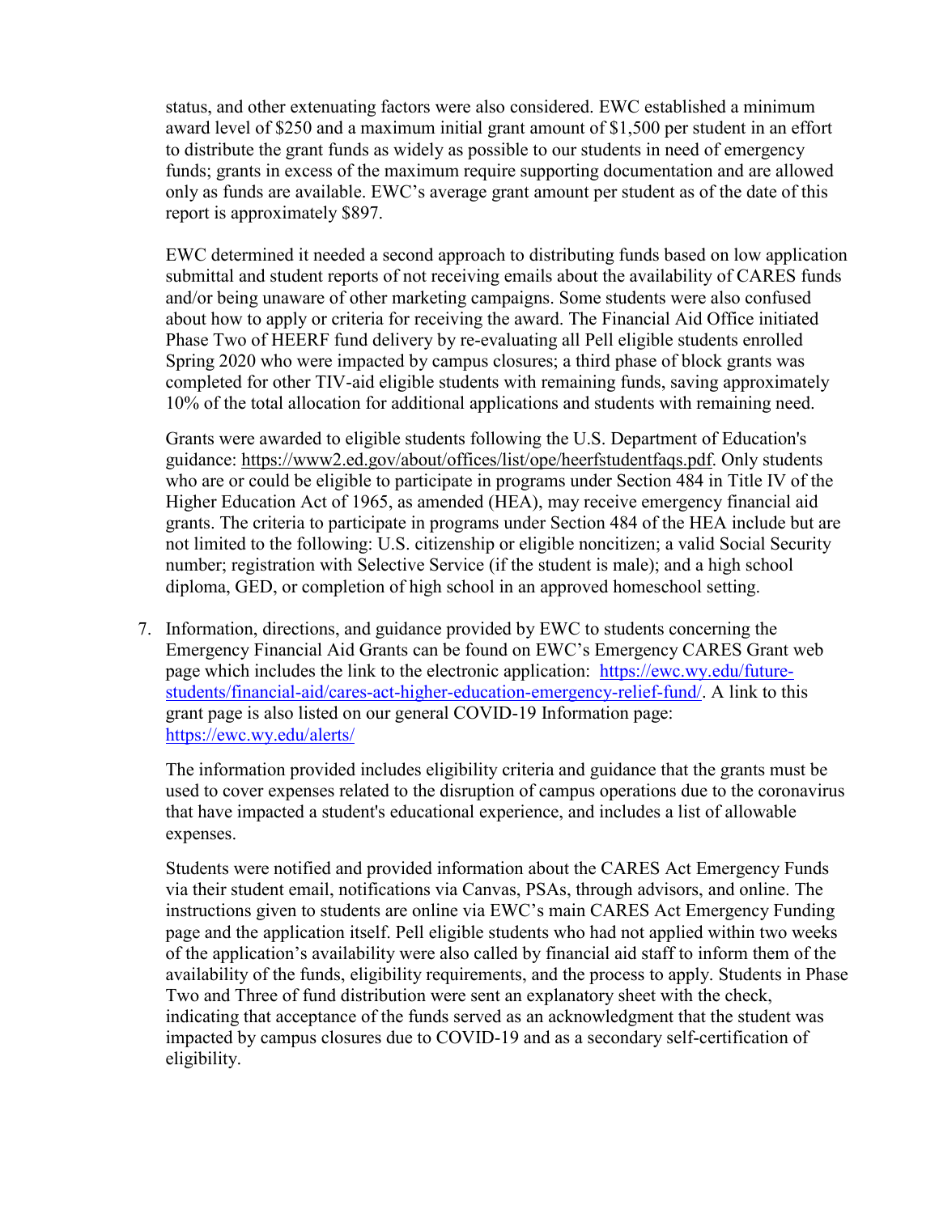status, and other extenuating factors were also considered. EWC established a minimum award level of $250 and a maximum initial grant amount of $1,500 per student in an effort to distribute the grant funds as widely as possible to our students in need of emergency funds; grants in excess of the maximum require supporting documentation and are allowed only as funds are available. EWC's average grant amount per student as of the date of this report is approximately $897.

EWC determined it needed a second approach to distributing funds based on low application submittal and student reports of not receiving emails about the availability of CARES funds and/or being unaware of other marketing campaigns. Some students were also confused about how to apply or criteria for receiving the award. The Financial Aid Office initiated Phase Two of HEERF fund delivery by re-evaluating all Pell eligible students enrolled Spring 2020 who were impacted by campus closures; a third phase of block grants was completed for other TIV-aid eligible students with remaining funds, saving approximately 10% of the total allocation for additional applications and students with remaining need.

Grants were awarded to eligible students following the U.S. Department of Education's guidance: https://www2.ed.gov/about/offices/list/ope/heerfstudentfaqs.pdf. Only students who are or could be eligible to participate in programs under Section 484 in Title IV of the Higher Education Act of 1965, as amended (HEA), may receive emergency financial aid grants. The criteria to participate in programs under Section 484 of the HEA include but are not limited to the following: U.S. citizenship or eligible noncitizen; a valid Social Security number; registration with Selective Service (if the student is male); and a high school diploma, GED, or completion of high school in an approved homeschool setting.

7. Information, directions, and guidance provided by EWC to students concerning the Emergency Financial Aid Grants can be found on EWC's Emergency CARES Grant web page which includes the link to the electronic application: https://ewc.wy.edu/future-students/financial-aid/cares-act-higher-education-emergency-relief-fund/. A link to this grant page is also listed on our general COVID-19 Information page: https://ewc.wy.edu/alerts/

   The information provided includes eligibility criteria and guidance that the grants must be used to cover expenses related to the disruption of campus operations due to the coronavirus that have impacted a student's educational experience, and includes a list of allowable expenses.

   Students were notified and provided information about the CARES Act Emergency Funds via their student email, notifications via Canvas, PSAs, through advisors, and online. The instructions given to students are online via EWC's main CARES Act Emergency Funding page and the application itself. Pell eligible students who had not applied within two weeks of the application's availability were also called by financial aid staff to inform them of the availability of the funds, eligibility requirements, and the process to apply. Students in Phase Two and Three of fund distribution were sent an explanatory sheet with the check, indicating that acceptance of the funds served as an acknowledgment that the student was impacted by campus closures due to COVID-19 and as a secondary self-certification of eligibility.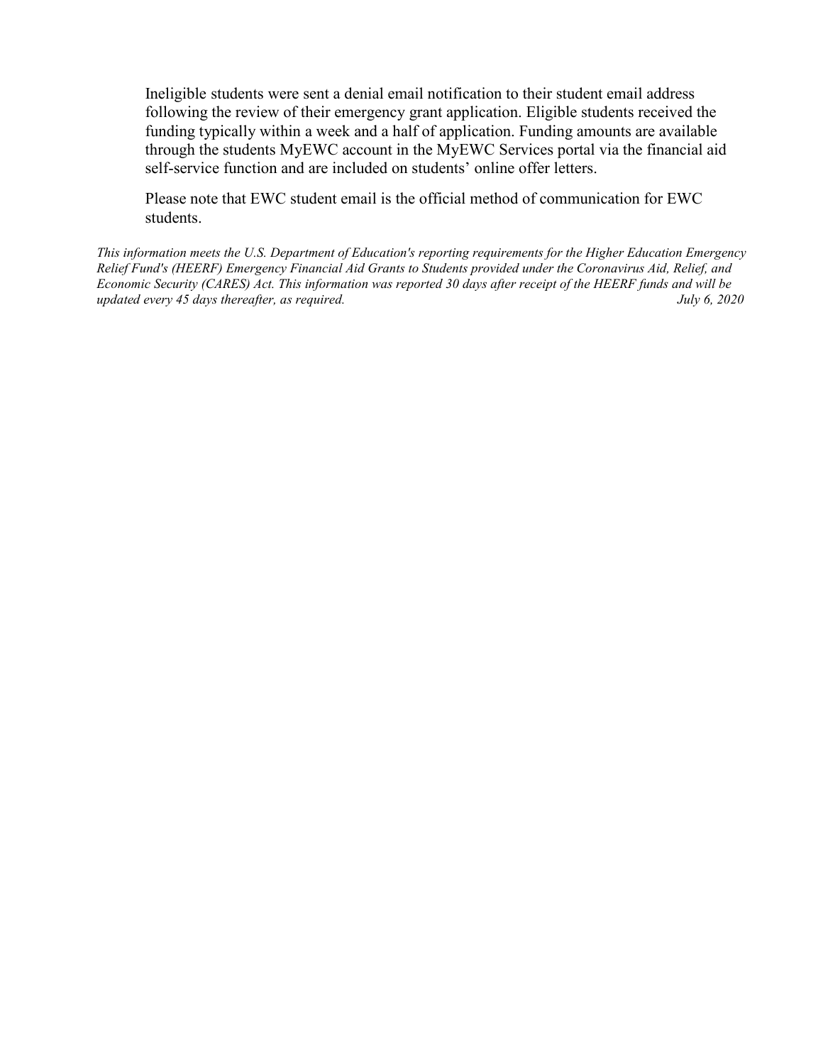Ineligible students were sent a denial email notification to their student email address following the review of their emergency grant application. Eligible students received the funding typically within a week and a half of application. Funding amounts are available through the students MyEWC account in the MyEWC Services portal via the financial aid self-service function and are included on students' online offer letters.

Please note that EWC student email is the official method of communication for EWC students.

*This information meets the U.S. Department of Education's reporting requirements for the Higher Education Emergency Relief Fund's (HEERF) Emergency Financial Aid Grants to Students provided under the Coronavirus Aid, Relief, and Economic Security (CARES) Act. This information was reported 30 days after receipt of the HEERF funds and will be updated every 45 days thereafter, as required.* *July 6, 2020*